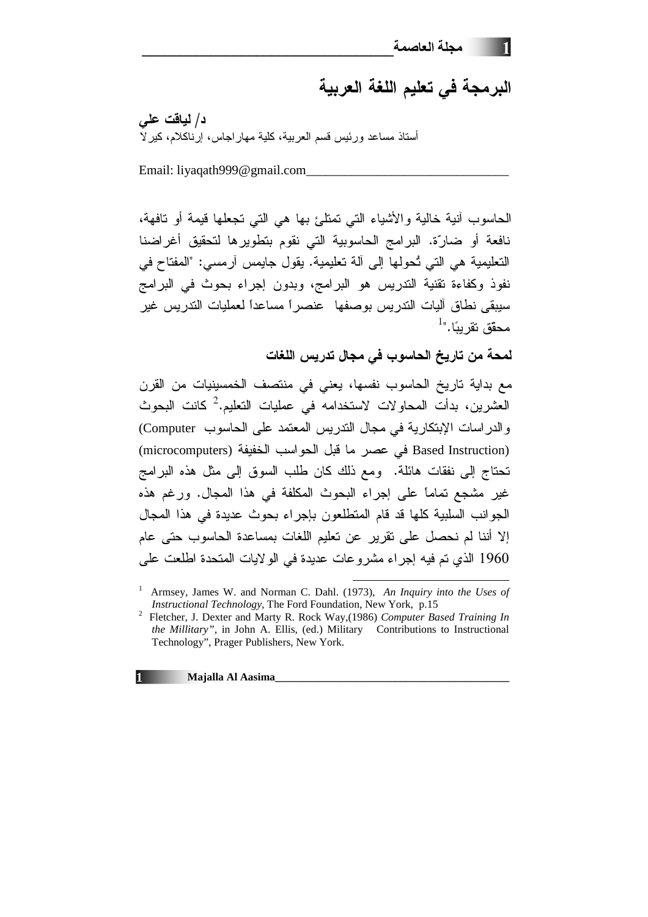# البرمجة في تعليم اللغة العربية

**د/ لياقت علي**

أستاذ مساعد ورئيس قسم العربية، كلية مهاراجاس، إرناكلام، كيرلا

Email: liyaqath999@gmail.com

الحاسوب آنية خالية والأشياء التي تمتلئ بها هي التي تجعلها قيمة أو تافهة، نافعة أو ضارّة. البرامج الحاسوبية التي نقوم بتطويرها لتحقيق أغراضنا التعليمية هي التي تُحولها إلى آلة تعليمية. يقول جايمس آرمسي: "المفتاح في نفوذ وكفاءة تقنية التدريس هو البرامج، وبدون إجراء بحوث في البرامج سيبقى نطاق آليات التدريس بوصفها عنصراً مساعداً لعمليات التدريس غير محقق تقريبًا."[1]

## لمحة من تاريخ الحاسوب في مجال تدريس اللغات

مع بداية تاريخ الحاسوب نفسها، يعني في منتصف الخمسينيات من القرن العشرين، بدأت المحاولات لاستخدامه في عمليات التعليم.[2] كانت البحوث والدراسات الإبتكارية في مجال التدريس المعتمد على الحاسوب (Computer Based Instruction) في عصر ما قبل الحواسب الخفيفة (microcomputers) تحتاج إلى نفقات هائلة. ومع ذلك كان طلب السوق إلى مثل هذه البرامج غير مشجع تماماً على إجراء البحوث المكلفة في هذا المجال. ورغم هذه الجوانب السلبية كلها قد قام المتطلعون بإجراء بحوث عديدة في هذا المجال إلا أننا لم نحصل على تقرير عن تعليم اللغات بمساعدة الحاسوب حتى عام 1960 الذي تم فيه إجراء مشروعات عديدة في الولايات المتحدة اطلعت على

---

[1] Armsey, James W. and Norman C. Dahl. (1973), *An Inquiry into the Uses of Instructional Technology*, The Ford Foundation, New York, p.15

[2] Fletcher, J. Dexter and Marty R. Rock Way,(1986) *Computer Based Training In the Millitary"*, in John A. Ellis, (ed.) Military Contributions to Instructional Technology", Prager Publishers, New York.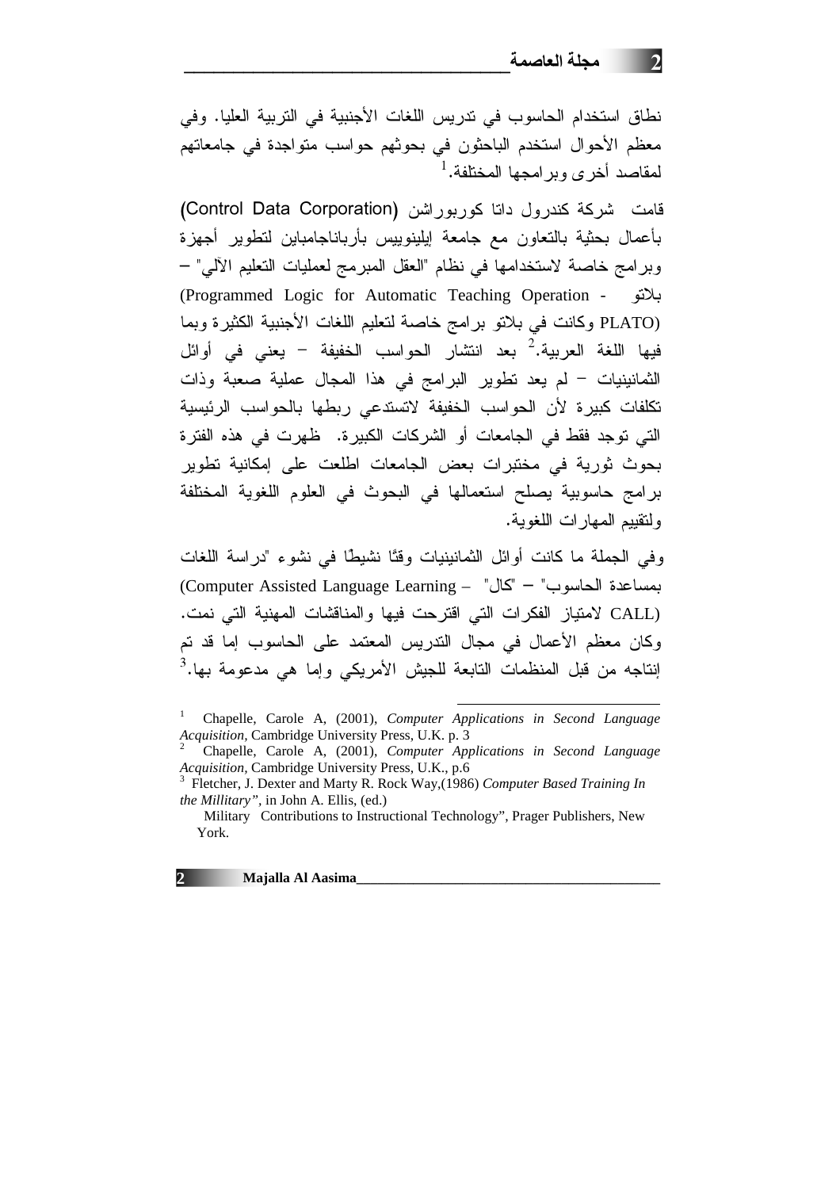نطاق استخدام الحاسوب في تدريس اللغات الأجنبية في التربية العليا. وفي معظم الأحوال استخدم الباحثون في بحوثهم حواسب متواجدة في جامعاتهم لمقاصد أخرى وبرامجها المختلفة.[1]

قامت شركة كندرول داتا كوربوراشن (Control Data Corporation) بأعمال بحثية بالتعاون مع جامعة إيلينوييس بأرباناجامباين لتطوير أجهزة وبرامج خاصة لاستخدامها في نظام "العقل المبرمج لعمليات التعليم الآلي" – بلاتو (Programmed Logic for Automatic Teaching Operation - PLATO) وكانت في بلاتو برامج خاصة لتعليم اللغات الأجنبية الكثيرة وبما فيها اللغة العربية.[2] بعد انتشار الحواسب الخفيفة – يعني في أوائل الثمانينيات – لم يعد تطوير البرامج في هذا المجال عملية صعبة وذات تكلفات كبيرة لأن الحواسب الخفيفة لاتستدعي ربطها بالحواسب الرئيسية التي توجد فقط في الجامعات أو الشركات الكبيرة. ظهرت في هذه الفترة بحوث ثورية في مختبرات بعض الجامعات اطلعت على إمكانية تطوير برامج حاسوبية يصلح استعمالها في البحوث في العلوم اللغوية المختلفة ولتقييم المهارات اللغوية.

وفي الجملة ما كانت أوائل الثمانينيات وقتًا نشيطًا في نشوء "دراسة اللغات بمساعدة الحاسوب" – "كال" (Computer Assisted Language Learning – CALL) لامتياز الفكرات التي اقترحت فيها والمناقشات المهنية التي نمت. وكان معظم الأعمال في مجال التدريس المعتمد على الحاسوب إما قد تم إنتاجه من قبل المنظمات التابعة للجيش الأمريكي وإما هي مدعومة بها.[3]

---

[1] Chapelle, Carole A, (2001), *Computer Applications in Second Language Acquisition*, Cambridge University Press, U.K. p. 3

[2] Chapelle, Carole A, (2001), *Computer Applications in Second Language Acquisition*, Cambridge University Press, U.K., p.6

[3] Fletcher, J. Dexter and Marty R. Rock Way,(1986) *Computer Based Training In the Millitary"*, in John A. Ellis, (ed.) Military Contributions to Instructional Technology", Prager Publishers, New York.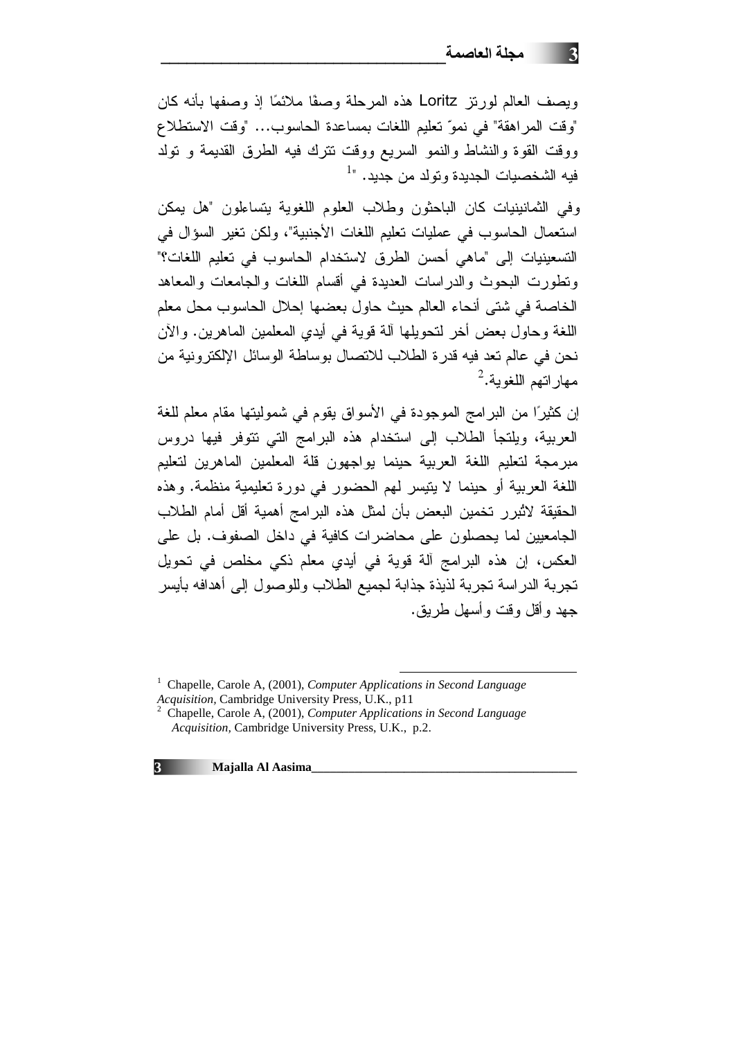ويصف العالم لورتز Loritz هذه المرحلة وصفًا ملائمًا إذ وصفها بأنه كان "وقت المراهقة" في نموّ تعليم اللغات بمساعدة الحاسوب... "وقت الاستطلاع ووقت القوة والنشاط والنمو السريع ووقت تترك فيه الطرق القديمة و تولد فيه الشخصيات الجديدة وتولد من جديد. "[1]

وفي الثمانينيات كان الباحثون وطلاب العلوم اللغوية يتساءلون "هل يمكن استعمال الحاسوب في عمليات تعليم اللغات الأجنبية"، ولكن تغير السؤال في التسعينيات إلى "ماهي أحسن الطرق لاستخدام الحاسوب في تعليم اللغات؟" وتطورت البحوث والدراسات العديدة في أقسام اللغات والجامعات والمعاهد الخاصة في شتى أنحاء العالم حيث حاول بعضها إحلال الحاسوب محل معلم اللغة وحاول بعض أخر لتحويلها آلة قوية في أيدي المعلمين الماهرين. والآن نحن في عالم تعد فيه قدرة الطلاب للاتصال بوساطة الوسائل الإلكترونية من مهاراتهم اللغوية.[2]

إن كثيرًا من البرامج الموجودة في الأسواق يقوم في شموليتها مقام معلم للغة العربية، ويلتجأ الطلاب إلى استخدام هذه البرامج التي تتوفر فيها دروس مبرمجة لتعليم اللغة العربية حينما يواجهون قلة المعلمين الماهرين لتعليم اللغة العربية أو حينما لا يتيسر لهم الحضور في دورة تعليمية منظمة. وهذه الحقيقة لاتُبرر تخمين البعض بأن لمثل هذه البرامج أهمية أقل أمام الطلاب الجامعيين لما يحصلون على محاضرات كافية في داخل الصفوف. بل على العكس، إن هذه البرامج آلة قوية في أيدي معلم ذكي مخلص في تحويل تجربة الدراسة تجربة لذيذة جذابة لجميع الطلاب وللوصول إلى أهدافه بأيسر جهد وأقل وقت وأسهل طريق.

---

[1] Chapelle, Carole A, (2001), *Computer Applications in Second Language Acquisition,* Cambridge University Press, U.K., p11

[2] Chapelle, Carole A, (2001), *Computer Applications in Second Language Acquisition,* Cambridge University Press, U.K., p.2.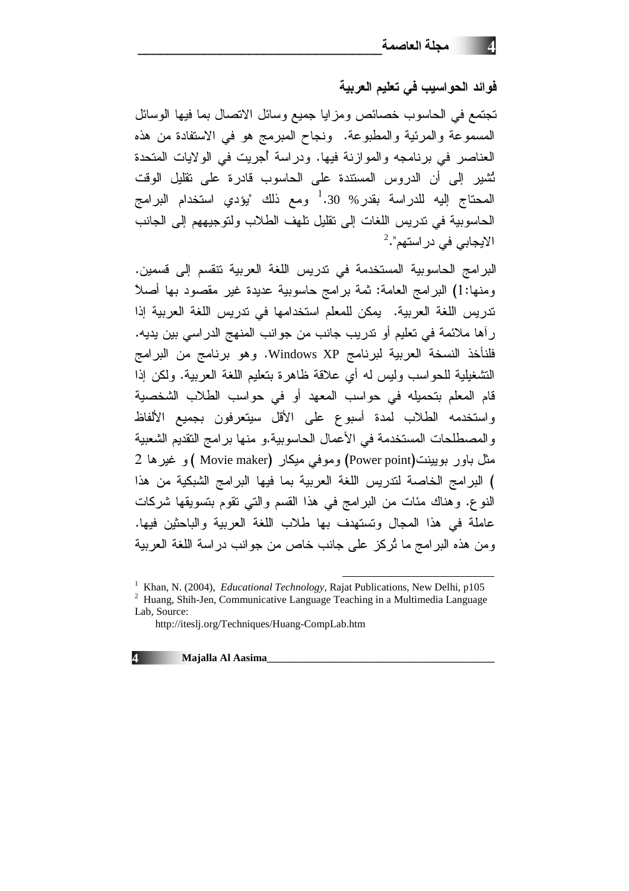### فوائد الحواسيب في تعليم العربية

تجتمع في الحاسوب خصائص ومزايا جميع وسائل الاتصال بما فيها الوسائل المسموعة والمرئية والمطبوعة. ونجاح المبرمج هو في الاستفادة من هذه العناصر في برنامجه والموازنة فيها. ودراسة أُجريت في الولايات المتحدة تُشير إلى أن الدروس المستندة على الحاسوب قادرة على تقليل الوقت المحتاج إليه للدراسة بقدر% 30.[1] ومع ذلك "يؤدي استخدام البرامج الحاسوبية في تدريس اللغات إلى تقليل تلهف الطلاب ولتوجيههم إلى الجانب الايجابي في دراستهم".[2]

البرامج الحاسوبية المستخدمة في تدريس اللغة العربية تنقسم إلى قسمين. ومنها:1) البرامج العامة: ثمة برامج حاسوبية عديدة غير مقصود بها أصلاً تدريس اللغة العربية. يمكن للمعلم استخدامها في تدريس اللغة العربية إذا رآها ملائمة في تعليم أو تدريب جانب من جوانب المنهج الدراسي بين يديه. فلنأخذ النسخة العربية لبرنامج Windows XP. وهو برنامج من البرامج التشغيلية للحواسب وليس له أي علاقة ظاهرة بتعليم اللغة العربية. ولكن إذا قام المعلم بتحميله في حواسب المعهد أو في حواسب الطلاب الشخصية واستخدمه الطلاب لمدة أسبوع على الأقل سيتعرفون بجميع الألفاظ والمصطلحات المستخدمة في الأعمال الحاسوبية.و منها برامج التقديم الشعبية مثل باور بويينت(Power point) وموفي ميكار (Movie maker) و غيرها 2) البرامج الخاصة لتدريس اللغة العربية بما فيها البرامج الشبكية من هذا النوع. وهناك مئات من البرامج في هذا القسم والتي تقوم بتسويقها شركات عاملة في هذا المجال وتستهدف بها طلاب اللغة العربية والباحثين فيها. ومن هذه البرامج ما تُركز على جانب خاص من جوانب دراسة اللغة العربية

---

[1] Khan, N. (2004), *Educational Technology*, Rajat Publications, New Delhi, p105

[2] Huang, Shih-Jen, Communicative Language Teaching in a Multimedia Language Lab, Source: http://iteslj.org/Techniques/Huang-CompLab.htm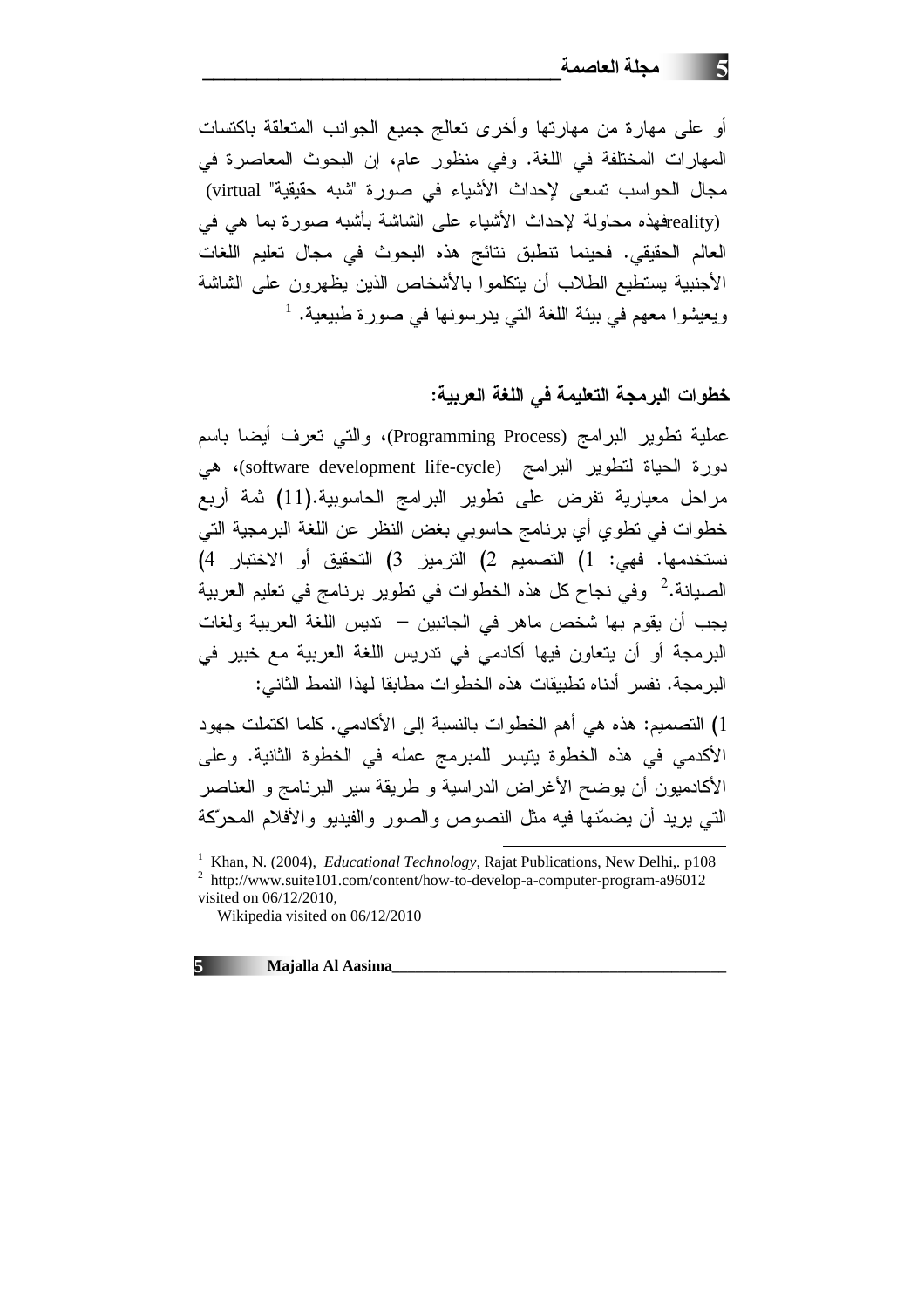أو على مهارة من مهارتها وأخرى تعالج جميع الجوانب المتعلقة باكتسات المهارات المختلفة في اللغة. وفي منظور عام، إن البحوث المعاصرة في مجال الحواسب تسعى لإحداث الأشياء في صورة "شبه حقيقية" (virtual reality)فهذه محاولة لإحداث الأشياء على الشاشة بأشبه صورة بما هي في العالم الحقيقي. فحينما تنطبق نتائج هذه البحوث في مجال تعليم اللغات الأجنبية يستطيع الطلاب أن يتكلموا بالأشخاص الذين يظهرون على الشاشة ويعيشوا معهم في بيئة اللغة التي يدرسونها في صورة طبيعية. [1]

## خطوات البرمجة التعليمة في اللغة العربية:

عملية تطوير البرامج (Programming Process)، والتي تعرف أيضا باسم دورة الحياة لتطوير البرامج (software development life-cycle)، هي مراحل معيارية تفرض على تطوير البرامج الحاسوبية.(11) ثمة أربع خطوات في تطوي أي برنامج حاسوبي بغض النظر عن اللغة البرمجية التي نستخدمها. فهي: 1) التصميم 2) الترميز 3) التحقيق أو الاختبار 4) الصيانة.[2] وفي نجاح كل هذه الخطوات في تطوير برنامج في تعليم العربية يجب أن يقوم بها شخص ماهر في الجانبين – تديس اللغة العربية ولغات البرمجة أو أن يتعاون فيها أكادمي في تدريس اللغة العربية مع خبير في البرمجة. نفسر أدناه تطبيقات هذه الخطوات مطابقا لهذا النمط الثاني:

1) التصميم: هذه هي أهم الخطوات بالنسبة إلى الأكادمي. كلما اكتملت جهود الأكدمي في هذه الخطوة يتيسر للمبرمج عمله في الخطوة الثانية. وعلى الأكادميون أن يوضح الأغراض الدراسية و طريقة سير البرنامج و العناصر التي يريد أن يضمّنها فيه مثل النصوص والصور والفيديو والأفلام المحرّكة

---

[1] Khan, N. (2004), *Educational Technology*, Rajat Publications, New Delhi,. p108

[2] http://www.suite101.com/content/how-to-develop-a-computer-program-a96012 visited on 06/12/2010,

Wikipedia visited on 06/12/2010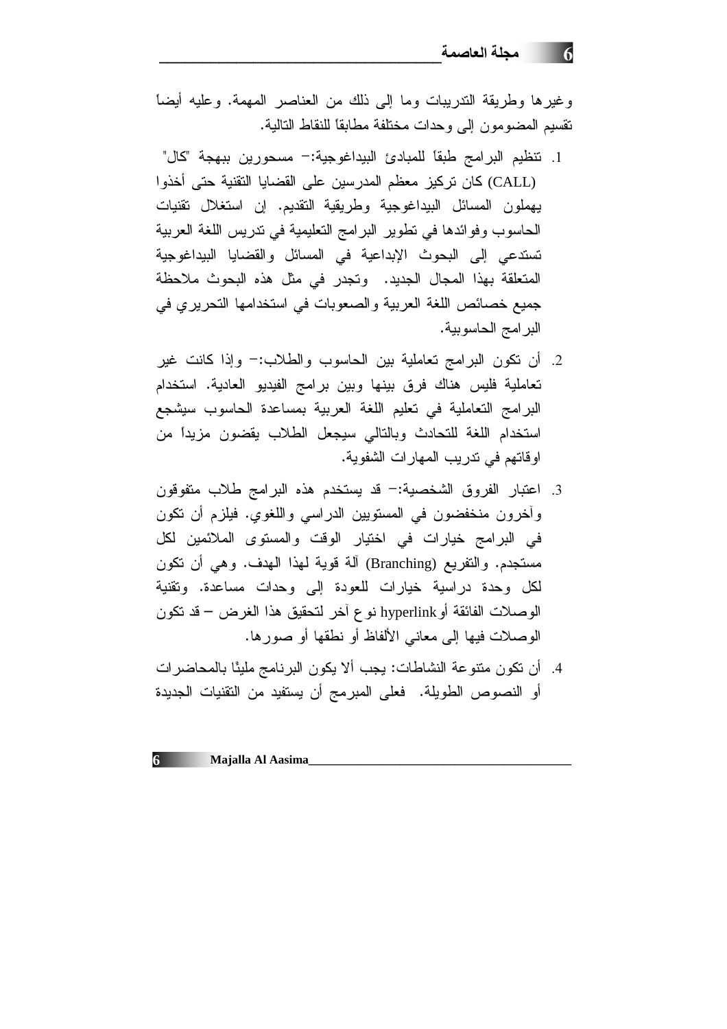وغيرها وطريقة التدريبات وما إلى ذلك من العناصر المهمة. وعليه أيضاً تقسيم المضمومون إلى وحدات مختلفة مطابقاً للنقاط التالية.

1. تنظيم البرامج طبقاً للمبادئ البيداغوجية:- مسحورين ببهجة "كال" (CALL) كان تركيز معظم المدرسين على القضايا التقنية حتى أخذوا يهملون المسائل البيداغوجية وطريقة التقديم. إن استغلال تقنيات الحاسوب وفوائدها في تطوير البرامج التعليمية في تدريس اللغة العربية تستدعي إلى البحوث الإبداعية في المسائل والقضايا البيداغوجية المتعلقة بهذا المجال الجديد. وتجدر في مثل هذه البحوث ملاحظة جميع خصائص اللغة العربية والصعوبات في استخدامها التحريري في البرامج الحاسوبية.

2. أن تكون البرامج تعاملية بين الحاسوب والطلاب:- وإذا كانت غير تعاملية فليس هناك فرق بينها وبين برامج الفيديو العادية. استخدام البرامج التعاملية في تعليم اللغة العربية بمساعدة الحاسوب سيشجع استخدام اللغة للتحادث وبالتالي سيجعل الطلاب يقضون مزيداً من اوقاتهم في تدريب المهارات الشفوية.

3. اعتبار الفروق الشخصية:- قد يستخدم هذه البرامج طلاب متفوقون وآخرون منخفضون في المستويين الدراسي واللغوي. فيلزم أن تكون في البرامج خيارات في اختيار الوقت والمستوى الملائمين لكل مستجدم. والتفريع (Branching) آلة قوية لهذا الهدف. وهي أن تكون لكل وحدة دراسية خيارات للعودة إلى وحدات مساعدة. وتقنية الوصلات الفائقة أو hyperlink نوع آخر لتحقيق هذا الغرض – قد تكون الوصلات فيها إلى معاني الألفاظ أو نطقها أو صورها.

4. أن تكون متنوعة النشاطات: يجب ألا يكون البرنامج مليئًا بالمحاضرات أو النصوص الطويلة. فعلى المبرمج أن يستفيد من التقنيات الجديدة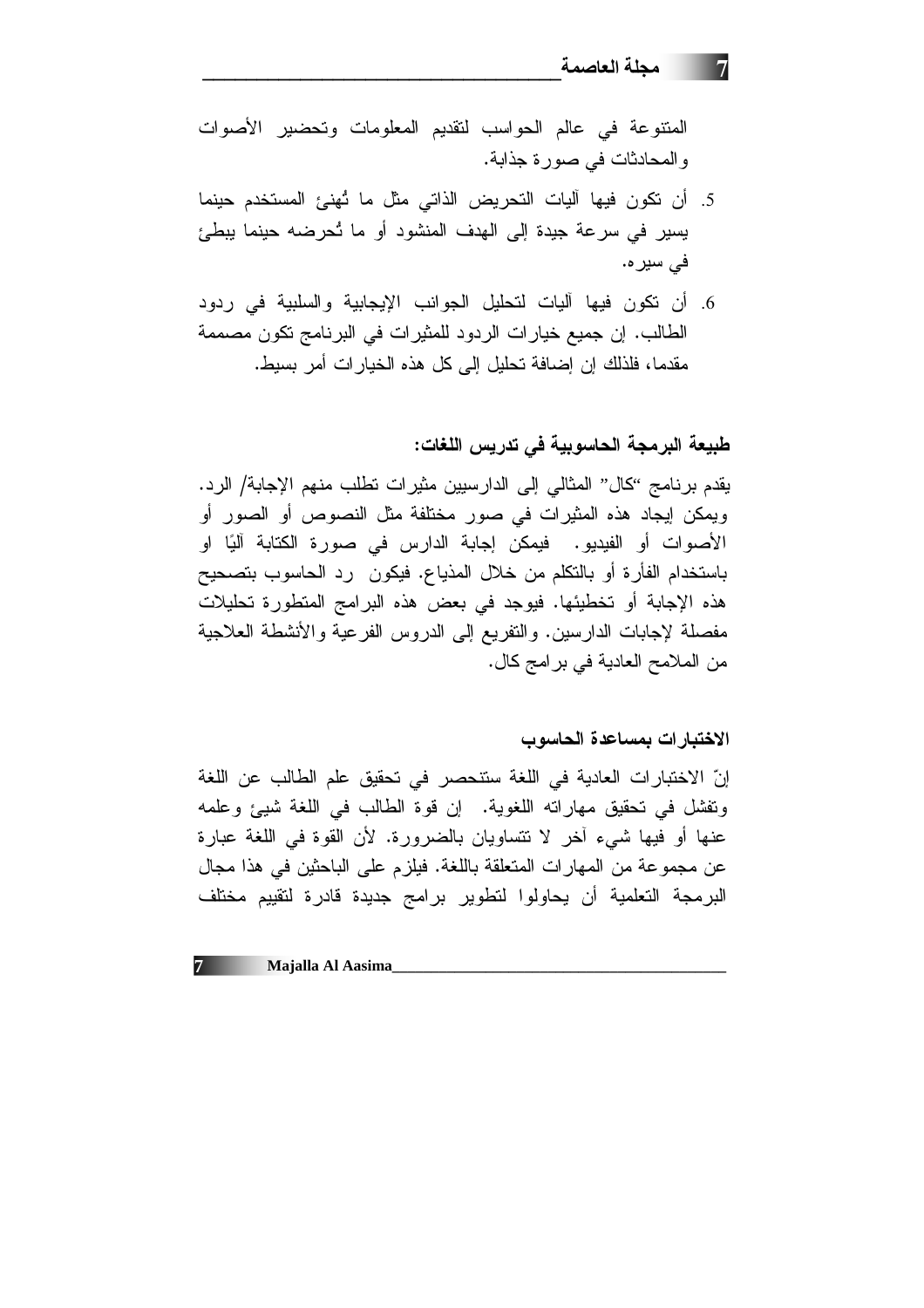المتنوعة في عالم الحواسب لتقديم المعلومات وتحضير الأصوات والمحادثات في صورة جذابة.

5. أن تكون فيها آليات التحريض الذاتي مثل ما تُهنئ المستخدم حينما يسير في سرعة جيدة إلى الهدف المنشود أو ما تُحرضه حينما يبطئ في سيره.
6. أن تكون فيها آليات لتحليل الجوانب الإيجابية والسلبية في ردود الطالب. إن جميع خيارات الردود للمثيرات في البرنامج تكون مصممة مقدما، فلذلك إن إضافة تحليل إلى كل هذه الخيارات أمر بسيط.

### طبيعة البرمجة الحاسوبية في تدريس اللغات:

يقدم برنامج "كال" المثالي إلى الدارسين مثيرات تطلب منهم الإجابة/ الرد. ويمكن إيجاد هذه المثيرات في صور مختلفة مثل النصوص أو الصور أو الأصوات أو الفيديو. فيمكن إجابة الدارس في صورة الكتابة آليًا او باستخدام الفأرة أو بالتكلم من خلال المذياع. فيكون رد الحاسوب بتصحيح هذه الإجابة أو تخطيئها. فيوجد في بعض هذه البرامج المتطورة تحليلات مفصلة لإجابات الدارسين. والتفريع إلى الدروس الفرعية والأنشطة العلاجية من الملامح العادية في برامج كال.

### الاختبارات بمساعدة الحاسوب

إنّ الاختبارات العادية في اللغة ستنحصر في تحقيق علم الطالب عن اللغة وتفشل في تحقيق مهاراته اللغوية. إن قوة الطالب في اللغة شيئ وعلمه عنها أو فيها شيء آخر لا تتساويان بالضرورة. لأن القوة في اللغة عبارة عن مجموعة من المهارات المتعلقة باللغة. فيلزم على الباحثين في هذا مجال البرمجة التعلمية أن يحاولوا لتطوير برامج جديدة قادرة لتقييم مختلف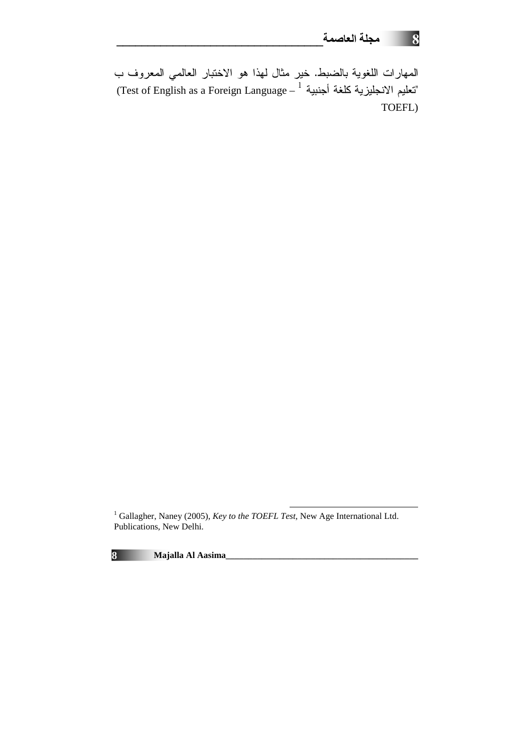المهارات اللغوية بالضبط. خير مثال لهذا هو الاختبار العالمي المعروف ب "تعليم الانجليزية كلغة أجنبية [1] – Test of English as a Foreign Language) TOEFL)

---

[1] Gallagher, Naney (2005), *Key to the TOEFL Test*, New Age International Ltd. Publications, New Delhi.